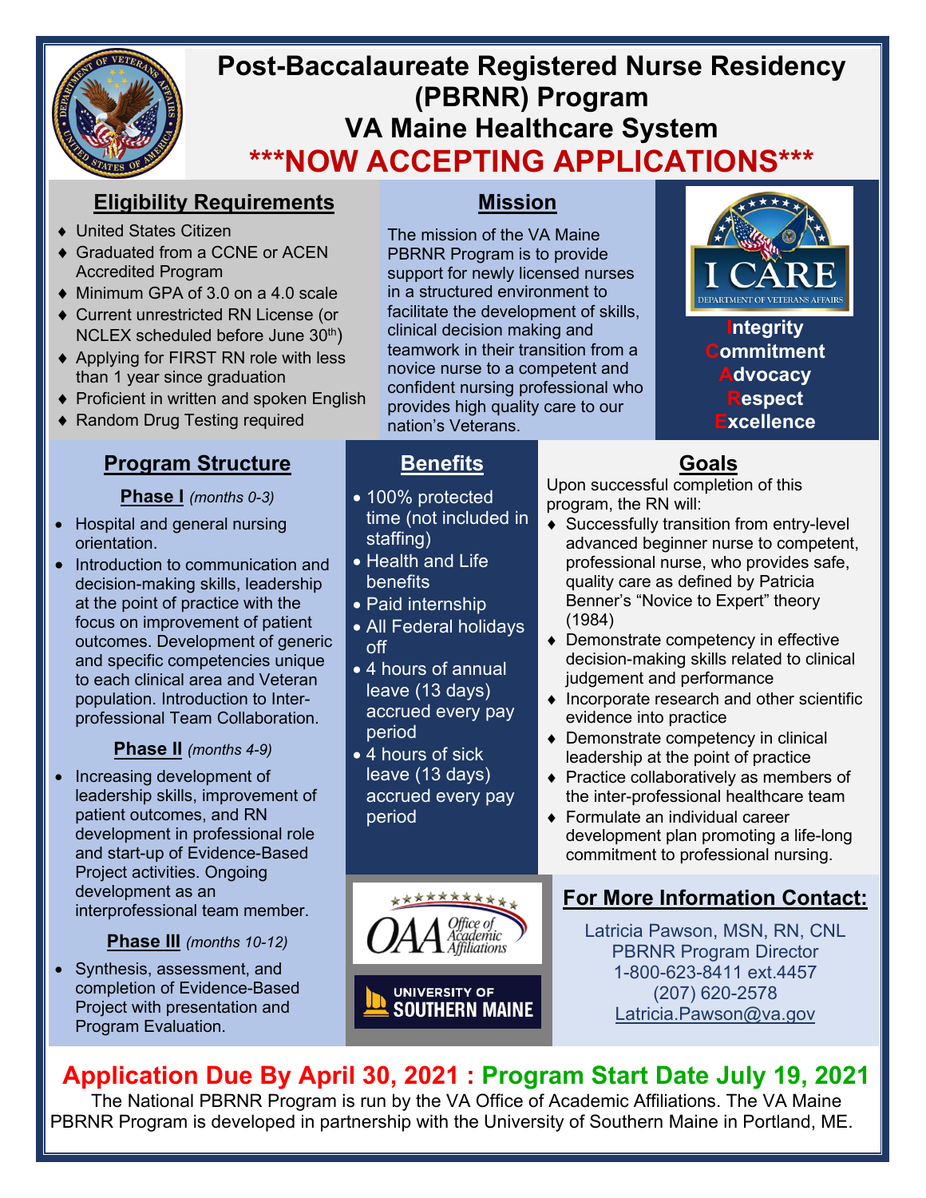# Post-Baccalaureate Registered Nurse Residency (PBRNR) Program

# VA Maine Healthcare System

# ***NOW ACCEPTING APPLICATIONS***

## Eligibility Requirements

- United States Citizen
- Graduated from a CCNE or ACEN Accredited Program
- Minimum GPA of 3.0 on a 4.0 scale
- Current unrestricted RN License (or NCLEX scheduled before June 30th)
- Applying for FIRST RN role with less than 1 year since graduation
- Proficient in written and spoken English
- Random Drug Testing required

## Mission

The mission of the VA Maine PBRNR Program is to provide support for newly licensed nurses in a structured environment to facilitate the development of skills, clinical decision making and teamwork in their transition from a novice nurse to a competent and confident nursing professional who provides high quality care to our nation's Veterans.

I CARE
DEPARTMENT OF VETERANS AFFAIRS

**I**ntegrity
**C**ommitment
**A**dvocacy
**R**espect
**E**xcellence

## Program Structure

### Phase I *(months 0-3)*

- Hospital and general nursing orientation.
- Introduction to communication and decision-making skills, leadership at the point of practice with the focus on improvement of patient outcomes. Development of generic and specific competencies unique to each clinical area and Veteran population. Introduction to Inter-professional Team Collaboration.

### Phase II *(months 4-9)*

- Increasing development of leadership skills, improvement of patient outcomes, and RN development in professional role and start-up of Evidence-Based Project activities. Ongoing development as an interprofessional team member.

### Phase III *(months 10-12)*

- Synthesis, assessment, and completion of Evidence-Based Project with presentation and Program Evaluation.

## Benefits

- 100% protected time (not included in staffing)
- Health and Life benefits
- Paid internship
- All Federal holidays off
- 4 hours of annual leave (13 days) accrued every pay period
- 4 hours of sick leave (13 days) accrued every pay period

## Goals

Upon successful completion of this program, the RN will:

- Successfully transition from entry-level advanced beginner nurse to competent, professional nurse, who provides safe, quality care as defined by Patricia Benner's "Novice to Expert" theory (1984)
- Demonstrate competency in effective decision-making skills related to clinical judgement and performance
- Incorporate research and other scientific evidence into practice
- Demonstrate competency in clinical leadership at the point of practice
- Practice collaboratively as members of the inter-professional healthcare team
- Formulate an individual career development plan promoting a life-long commitment to professional nursing.

OAA Office of Academic Affiliations

UNIVERSITY OF SOUTHERN MAINE

## For More Information Contact:

Latricia Pawson, MSN, RN, CNL
PBRNR Program Director
1-800-623-8411 ext.4457
(207) 620-2578
Latricia.Pawson@va.gov

## Application Due By April 30, 2021 : Program Start Date July 19, 2021

The National PBRNR Program is run by the VA Office of Academic Affiliations. The VA Maine PBRNR Program is developed in partnership with the University of Southern Maine in Portland, ME.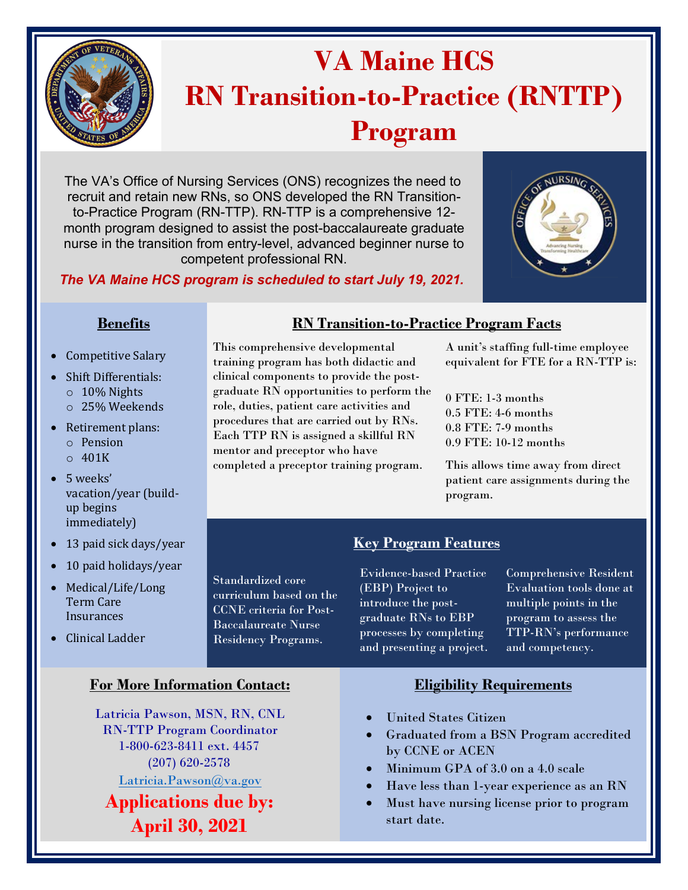# VA Maine HCS RN Transition-to-Practice (RNTTP) Program

The VA's Office of Nursing Services (ONS) recognizes the need to recruit and retain new RNs, so ONS developed the RN Transition-to-Practice Program (RN-TTP). RN-TTP is a comprehensive 12-month program designed to assist the post-baccalaureate graduate nurse in the transition from entry-level, advanced beginner nurse to competent professional RN.

***The VA Maine HCS program is scheduled to start July 19, 2021.***

## Benefits

- Competitive Salary
- Shift Differentials:
  - 10% Nights
  - 25% Weekends
- Retirement plans:
  - Pension
  - 401K
- 5 weeks' vacation/year (build-up begins immediately)
- 13 paid sick days/year
- 10 paid holidays/year
- Medical/Life/Long Term Care Insurances
- Clinical Ladder

## RN Transition-to-Practice Program Facts

This comprehensive developmental training program has both didactic and clinical components to provide the post-graduate RN opportunities to perform the role, duties, patient care activities and procedures that are carried out by RNs. Each TTP RN is assigned a skillful RN mentor and preceptor who have completed a preceptor training program.

A unit's staffing full-time employee equivalent for FTE for a RN-TTP is:

0 FTE: 1-3 months
0.5 FTE: 4-6 months
0.8 FTE: 7-9 months
0.9 FTE: 10-12 months

This allows time away from direct patient care assignments during the program.

## Key Program Features

Standardized core curriculum based on the CCNE criteria for Post-Baccalaureate Nurse Residency Programs.

Evidence-based Practice (EBP) Project to introduce the post-graduate RNs to EBP processes by completing and presenting a project.

Comprehensive Resident Evaluation tools done at multiple points in the program to assess the TTP-RN's performance and competency.

## For More Information Contact:

Latricia Pawson, MSN, RN, CNL
RN-TTP Program Coordinator
1-800-623-8411 ext. 4457
(207) 620-2578
Latricia.Pawson@va.gov

**Applications due by: April 30, 2021**

## Eligibility Requirements

- United States Citizen
- Graduated from a BSN Program accredited by CCNE or ACEN
- Minimum GPA of 3.0 on a 4.0 scale
- Have less than 1-year experience as an RN
- Must have nursing license prior to program start date.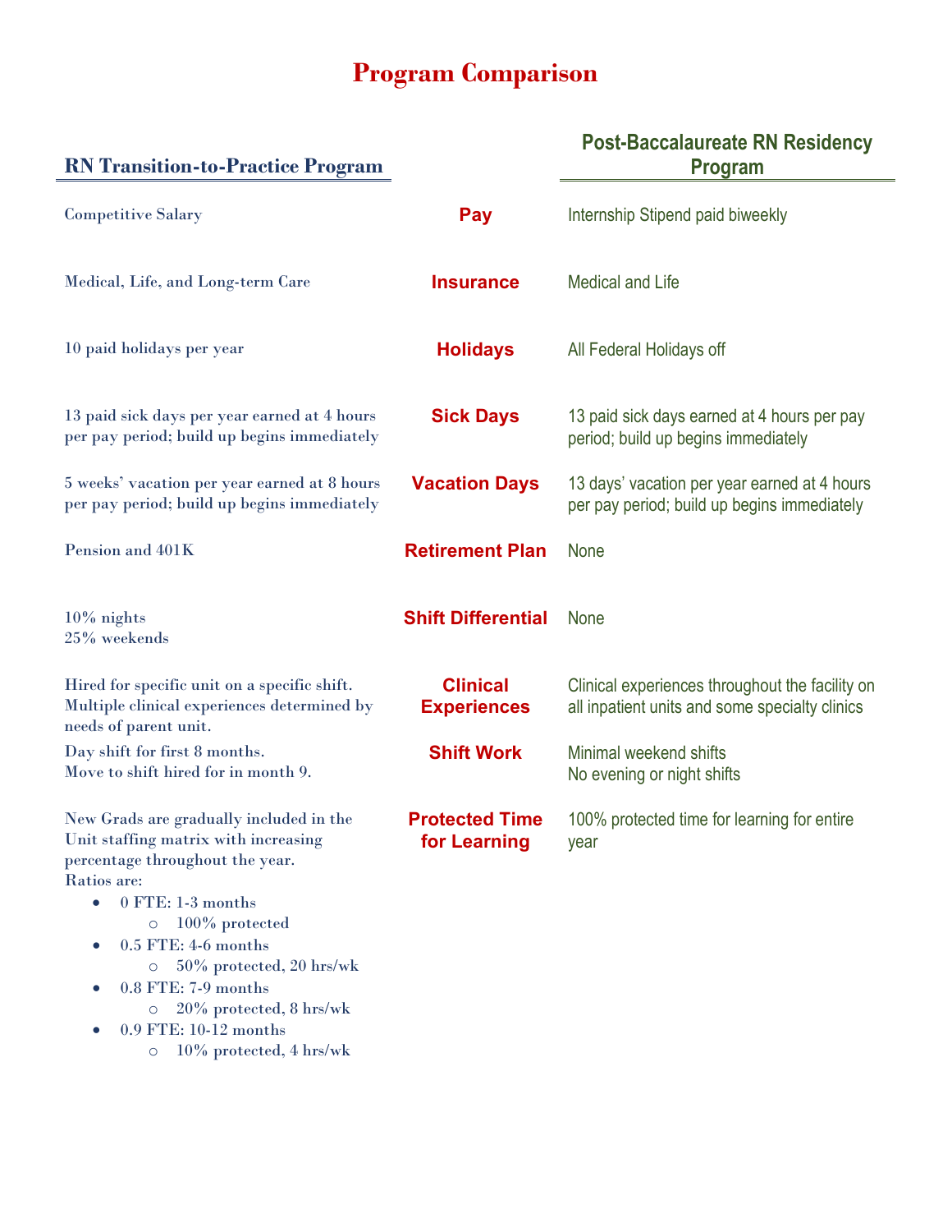# Program Comparison

| RN Transition-to-Practice Program | | Post-Baccalaureate RN Residency Program |
|---|---|---|
| Competitive Salary | **Pay** | Internship Stipend paid biweekly |
| Medical, Life, and Long-term Care | **Insurance** | Medical and Life |
| 10 paid holidays per year | **Holidays** | All Federal Holidays off |
| 13 paid sick days per year earned at 4 hours per pay period; build up begins immediately | **Sick Days** | 13 paid sick days earned at 4 hours per pay period; build up begins immediately |
| 5 weeks' vacation per year earned at 8 hours per pay period; build up begins immediately | **Vacation Days** | 13 days' vacation per year earned at 4 hours per pay period; build up begins immediately |
| Pension and 401K | **Retirement Plan** | None |
| 10% nights<br>25% weekends | **Shift Differential** | None |
| Hired for specific unit on a specific shift. Multiple clinical experiences determined by needs of parent unit. | **Clinical Experiences** | Clinical experiences throughout the facility on all inpatient units and some specialty clinics |
| Day shift for first 8 months.<br>Move to shift hired for in month 9. | **Shift Work** | Minimal weekend shifts<br>No evening or night shifts |
| New Grads are gradually included in the Unit staffing matrix with increasing percentage throughout the year.<br>Ratios are:<br>• 0 FTE: 1-3 months<br>&nbsp;&nbsp;&nbsp;&nbsp;o 100% protected<br>• 0.5 FTE: 4-6 months<br>&nbsp;&nbsp;&nbsp;&nbsp;o 50% protected, 20 hrs/wk<br>• 0.8 FTE: 7-9 months<br>&nbsp;&nbsp;&nbsp;&nbsp;o 20% protected, 8 hrs/wk<br>• 0.9 FTE: 10-12 months<br>&nbsp;&nbsp;&nbsp;&nbsp;o 10% protected, 4 hrs/wk | **Protected Time for Learning** | 100% protected time for learning for entire year |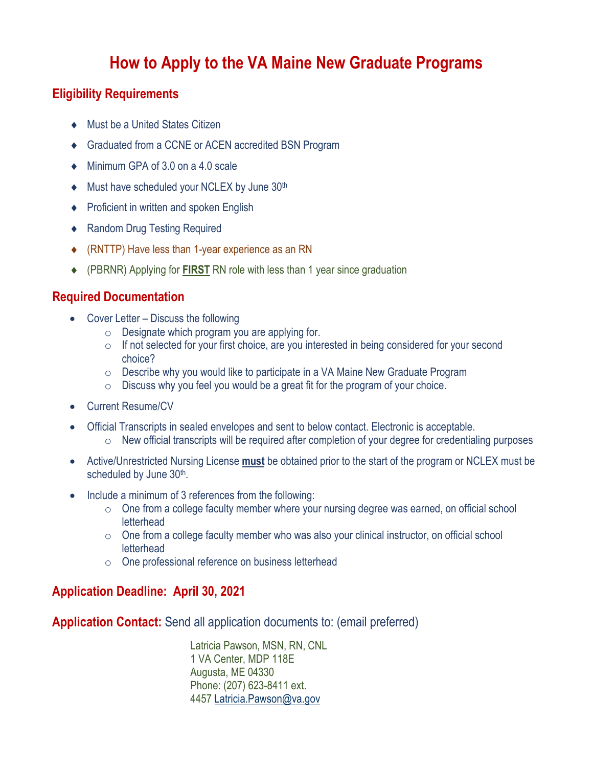# How to Apply to the VA Maine New Graduate Programs

## Eligibility Requirements

- Must be a United States Citizen
- Graduated from a CCNE or ACEN accredited BSN Program
- Minimum GPA of 3.0 on a 4.0 scale
- Must have scheduled your NCLEX by June 30th
- Proficient in written and spoken English
- Random Drug Testing Required
- (RNTTP) Have less than 1-year experience as an RN
- (PBRNR) Applying for **FIRST** RN role with less than 1 year since graduation

## Required Documentation

- Cover Letter – Discuss the following
  - Designate which program you are applying for.
  - If not selected for your first choice, are you interested in being considered for your second choice?
  - Describe why you would like to participate in a VA Maine New Graduate Program
  - Discuss why you feel you would be a great fit for the program of your choice.
- Current Resume/CV
- Official Transcripts in sealed envelopes and sent to below contact. Electronic is acceptable.
  - New official transcripts will be required after completion of your degree for credentialing purposes
- Active/Unrestricted Nursing License **must** be obtained prior to the start of the program or NCLEX must be scheduled by June 30th.
- Include a minimum of 3 references from the following:
  - One from a college faculty member where your nursing degree was earned, on official school letterhead
  - One from a college faculty member who was also your clinical instructor, on official school letterhead
  - One professional reference on business letterhead

## Application Deadline: April 30, 2021

**Application Contact:** Send all application documents to: (email preferred)

Latricia Pawson, MSN, RN, CNL
1 VA Center, MDP 118E
Augusta, ME 04330
Phone: (207) 623-8411 ext. 4457 Latricia.Pawson@va.gov